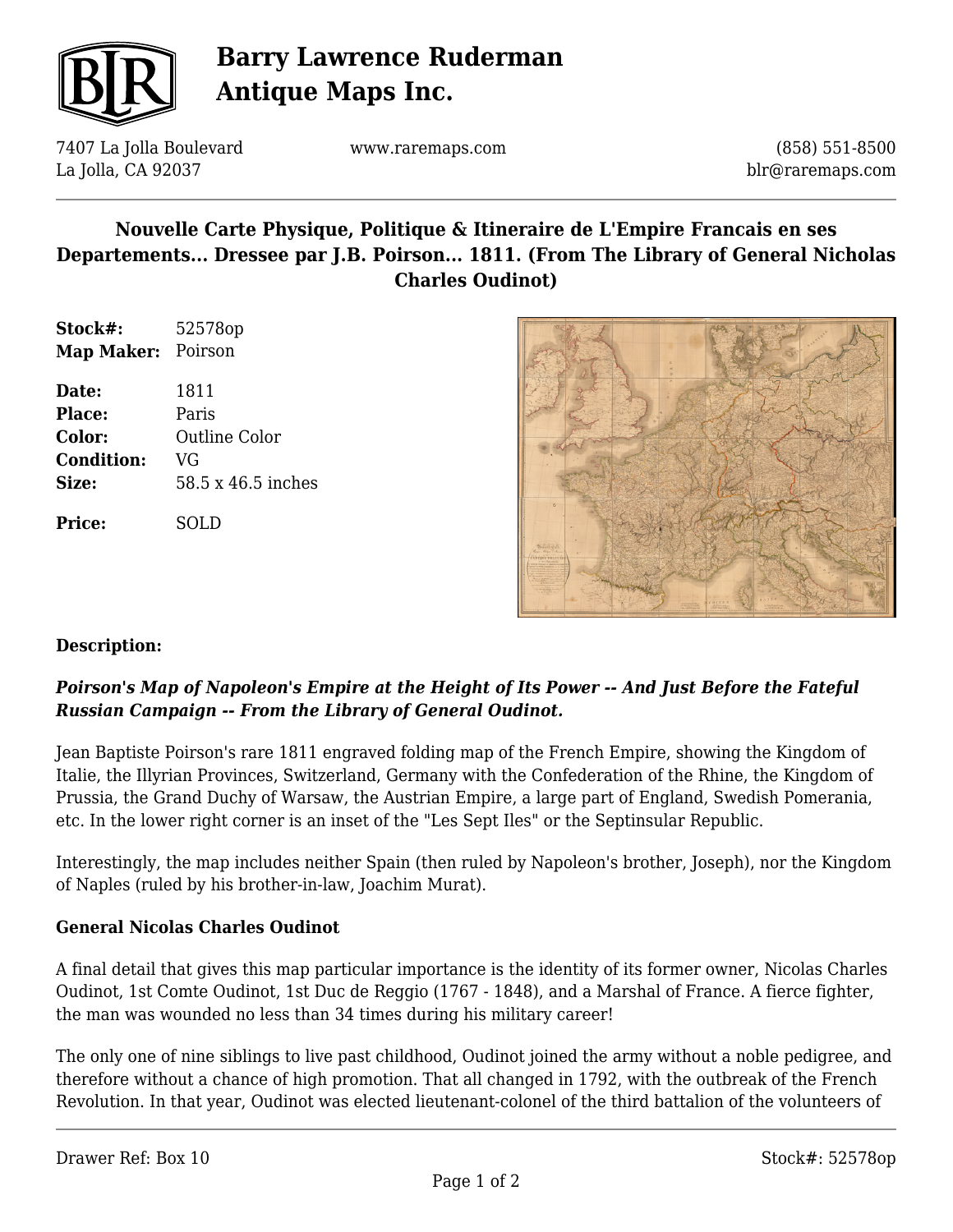# Barry Lawrence Ruderman Antique Maps Inc.

7407 La Jolla Boulevard
La Jolla, CA 92037

www.raremaps.com

(858) 551-8500
blr@raremaps.com

## Nouvelle Carte Physique, Politique & Itineraire de L'Empire Francais en ses Departements... Dressee par J.B. Poirson... 1811. (From The Library of General Nicholas Charles Oudinot)

**Stock#:** 52578op
**Map Maker:** Poirson

**Date:** 1811
**Place:** Paris
**Color:** Outline Color
**Condition:** VG
**Size:** 58.5 x 46.5 inches

**Price:** SOLD

### Description:

***Poirson's Map of Napoleon's Empire at the Height of Its Power -- And Just Before the Fateful Russian Campaign -- From the Library of General Oudinot.***

Jean Baptiste Poirson's rare 1811 engraved folding map of the French Empire, showing the Kingdom of Italie, the Illyrian Provinces, Switzerland, Germany with the Confederation of the Rhine, the Kingdom of Prussia, the Grand Duchy of Warsaw, the Austrian Empire, a large part of England, Swedish Pomerania, etc. In the lower right corner is an inset of the "Les Sept Iles" or the Septinsular Republic.

Interestingly, the map includes neither Spain (then ruled by Napoleon's brother, Joseph), nor the Kingdom of Naples (ruled by his brother-in-law, Joachim Murat).

### General Nicolas Charles Oudinot

A final detail that gives this map particular importance is the identity of its former owner, Nicolas Charles Oudinot, 1st Comte Oudinot, 1st Duc de Reggio (1767 - 1848), and a Marshal of France. A fierce fighter, the man was wounded no less than 34 times during his military career!

The only one of nine siblings to live past childhood, Oudinot joined the army without a noble pedigree, and therefore without a chance of high promotion. That all changed in 1792, with the outbreak of the French Revolution. In that year, Oudinot was elected lieutenant-colonel of the third battalion of the volunteers of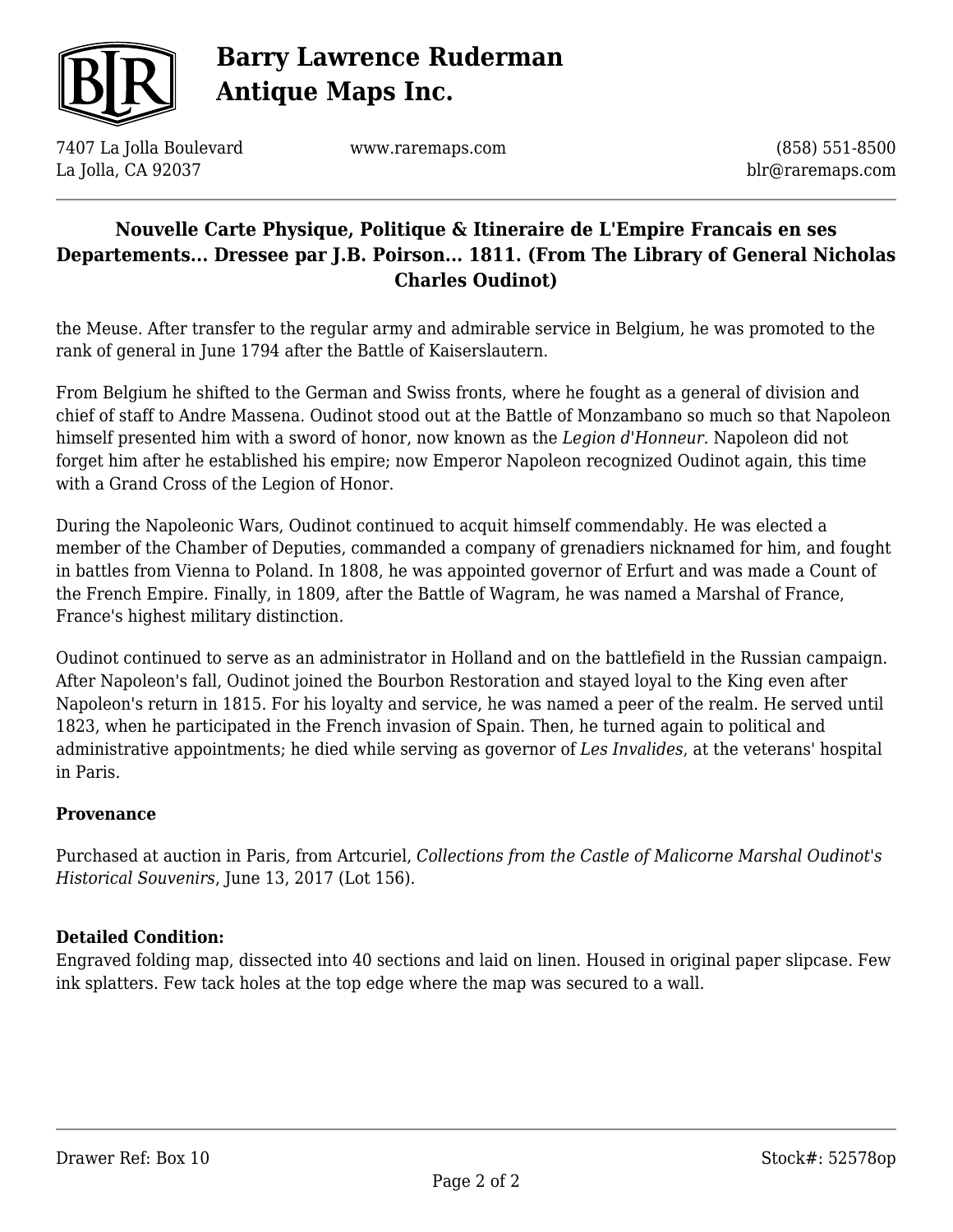the Meuse. After transfer to the regular army and admirable service in Belgium, he was promoted to the rank of general in June 1794 after the Battle of Kaiserslautern.

From Belgium he shifted to the German and Swiss fronts, where he fought as a general of division and chief of staff to Andre Massena. Oudinot stood out at the Battle of Monzambano so much so that Napoleon himself presented him with a sword of honor, now known as the *Legion d'Honneur*. Napoleon did not forget him after he established his empire; now Emperor Napoleon recognized Oudinot again, this time with a Grand Cross of the Legion of Honor.

During the Napoleonic Wars, Oudinot continued to acquit himself commendably. He was elected a member of the Chamber of Deputies, commanded a company of grenadiers nicknamed for him, and fought in battles from Vienna to Poland. In 1808, he was appointed governor of Erfurt and was made a Count of the French Empire. Finally, in 1809, after the Battle of Wagram, he was named a Marshal of France, France's highest military distinction.

Oudinot continued to serve as an administrator in Holland and on the battlefield in the Russian campaign. After Napoleon's fall, Oudinot joined the Bourbon Restoration and stayed loyal to the King even after Napoleon's return in 1815. For his loyalty and service, he was named a peer of the realm. He served until 1823, when he participated in the French invasion of Spain. Then, he turned again to political and administrative appointments; he died while serving as governor of *Les Invalides*, at the veterans' hospital in Paris.

**Provenance**

Purchased at auction in Paris, from Artcuriel, *Collections from the Castle of Malicorne Marshal Oudinot's Historical Souvenirs*, June 13, 2017 (Lot 156).

**Detailed Condition:**

Engraved folding map, dissected into 40 sections and laid on linen. Housed in original paper slipcase. Few ink splatters. Few tack holes at the top edge where the map was secured to a wall.